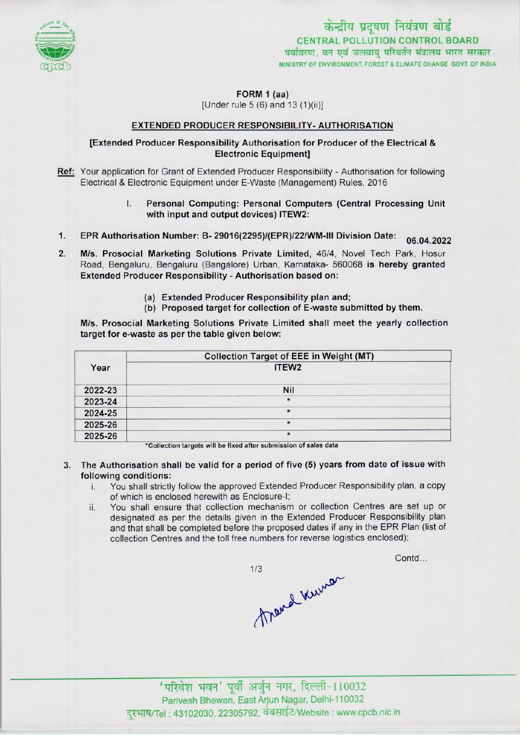केन्द्रीय प्रदूषण नियंत्रण बोर्ड
CENTRAL POLLUTION CONTROL BOARD
पर्यावरण, वन एवं जलवायु परिवर्तन मंत्रालय भारत सरकार
MINISTRY OF ENVIRONMENT, FOREST & CLIMATE CHANGE GOVT. OF INDIA

**FORM 1 (aa)**
[Under rule 5 (6) and 13 (1)(ii)]

**EXTENDED PRODUCER RESPONSIBILITY- AUTHORISATION**

**[Extended Producer Responsibility Authorisation for Producer of the Electrical & Electronic Equipment]**

**Ref:** Your application for Grant of Extended Producer Responsibility - Authorisation for following Electrical & Electronic Equipment under E-Waste (Management) Rules, 2016

I. **Personal Computing: Personal Computers (Central Processing Unit with input and output devices) ITEW2:**

1. **EPR Authorisation Number: B- 29016(2295)/(EPR)/22/WM-III Division Date: 06.04.2022**
2. **M/s. Prosocial Marketing Solutions Private Limited,** 46/4, Novel Tech Park, Hosur Road, Bengaluru, Bengaluru (Bangalore) Urban, Karnataka- 560068 **is hereby granted Extended Producer Responsibility - Authorisation based on:**
   - (a) **Extended Producer Responsibility plan and;**
   - (b) **Proposed target for collection of E-waste submitted by them.**

**M/s. Prosocial Marketing Solutions Private Limited shall meet the yearly collection target for e-waste as per the table given below:**

| Year | Collection Target of EEE in Weight (MT) |
|---|---|
| | ITEW2 |
| 2022-23 | Nil |
| 2023-24 | * |
| 2024-25 | * |
| 2025-26 | * |
| 2025-26 | * |

*Collection targets will be fixed after submission of sales data

3. The Authorisation shall be valid for a period of five (5) years from date of issue with following conditions:
   - i. You shall strictly follow the approved Extended Producer Responsibility plan, a copy of which is enclosed herewith as Enclosure-I;
   - ii. You shall ensure that collection mechanism or collection Centres are set up or designated as per the details given in the Extended Producer Responsibility plan and that shall be completed before the proposed dates if any in the EPR Plan (list of collection Centres and the toll free numbers for reverse logistics enclosed);

Contd...

Anand Kumar

'परिवेश भवन' पूर्वी अर्जुन नगर, दिल्ली-110032
Parivesh Bhawan, East Arjun Nagar, Delhi-110032
दूरभाष/Tel : 43102030, 22305792, वेबसाईट/Website : www.cpcb.nic.in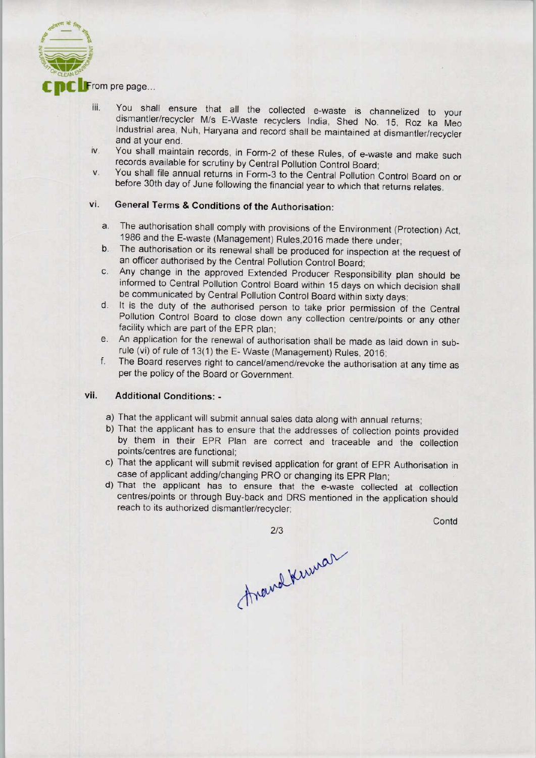From pre page...

iii. You shall ensure that all the collected e-waste is channelized to your dismantler/recycler M/s E-Waste recyclers India, Shed No. 15, Roz ka Meo Industrial area, Nuh, Haryana and record shall be maintained at dismantler/recycler and at your end.

iv. You shall maintain records, in Form-2 of these Rules, of e-waste and make such records available for scrutiny by Central Pollution Control Board;

v. You shall file annual returns in Form-3 to the Central Pollution Control Board on or before 30th day of June following the financial year to which that returns relates.

vi. **General Terms & Conditions of the Authorisation:**

a. The authorisation shall comply with provisions of the Environment (Protection) Act, 1986 and the E-waste (Management) Rules,2016 made there under;

b. The authorisation or its renewal shall be produced for inspection at the request of an officer authorised by the Central Pollution Control Board;

c. Any change in the approved Extended Producer Responsibility plan should be informed to Central Pollution Control Board within 15 days on which decision shall be communicated by Central Pollution Control Board within sixty days;

d. It is the duty of the authorised person to take prior permission of the Central Pollution Control Board to close down any collection centre/points or any other facility which are part of the EPR plan;

e. An application for the renewal of authorisation shall be made as laid down in sub-rule (vi) of rule of 13(1) the E- Waste (Management) Rules, 2016;

f. The Board reserves right to cancel/amend/revoke the authorisation at any time as per the policy of the Board or Government.

vii. **Additional Conditions: -**

a) That the applicant will submit annual sales data along with annual returns;

b) That the applicant has to ensure that the addresses of collection points provided by them in their EPR Plan are correct and traceable and the collection points/centres are functional;

c) That the applicant will submit revised application for grant of EPR Authorisation in case of applicant adding/changing PRO or changing its EPR Plan;

d) That the applicant has to ensure that the e-waste collected at collection centres/points or through Buy-back and DRS mentioned in the application should reach to its authorized dismantler/recycler;

Contd

Anand Kumar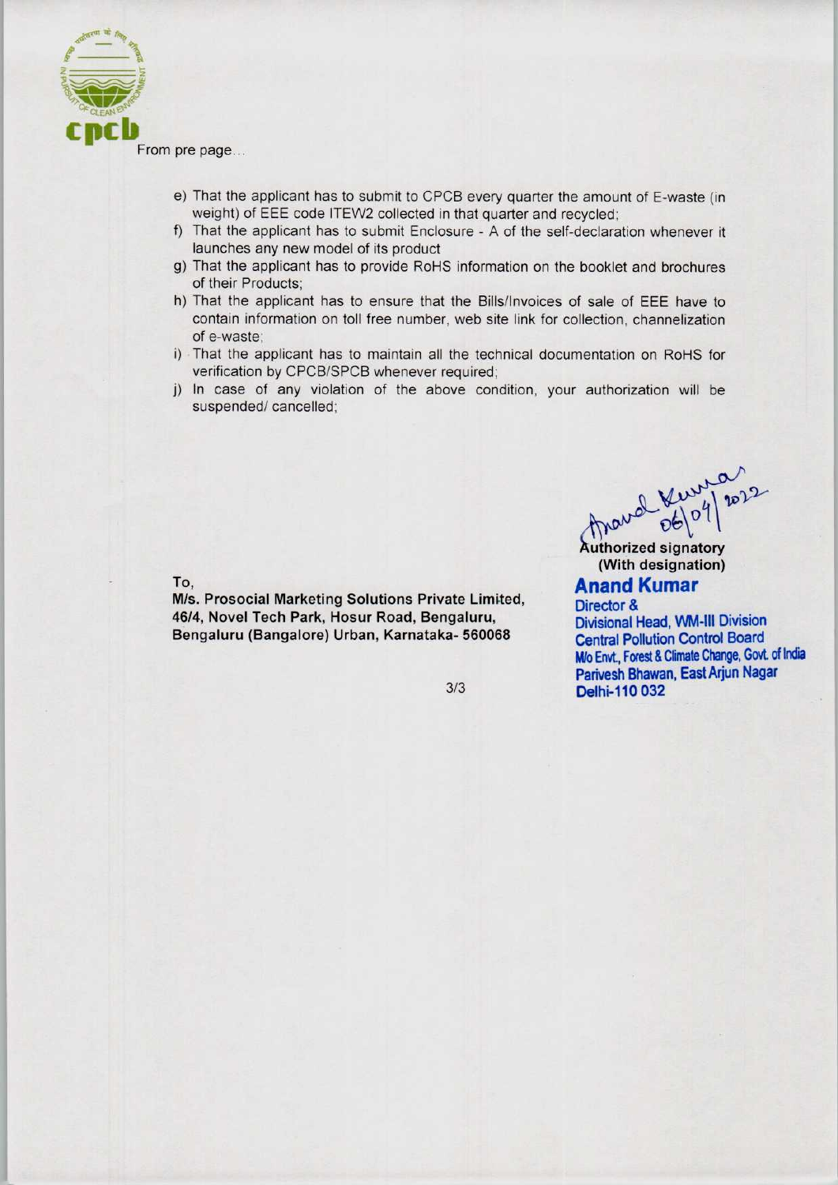From pre page...

e) That the applicant has to submit to CPCB every quarter the amount of E-waste (in weight) of EEE code ITEW2 collected in that quarter and recycled;
f) That the applicant has to submit Enclosure - A of the self-declaration whenever it launches any new model of its product
g) That the applicant has to provide RoHS information on the booklet and brochures of their Products;
h) That the applicant has to ensure that the Bills/Invoices of sale of EEE have to contain information on toll free number, web site link for collection, channelization of e-waste;
i) That the applicant has to maintain all the technical documentation on RoHS for verification by CPCB/SPCB whenever required;
j) In case of any violation of the above condition, your authorization will be suspended/ cancelled;

Anand Kumar 06/04/2022

**Authorized signatory**
**(With designation)**

**Anand Kumar**
Director &
Divisional Head, WM-III Division
Central Pollution Control Board
M/o Envt., Forest & Climate Change, Govt. of India
Parivesh Bhawan, East Arjun Nagar
Delhi-110 032

To,
**M/s. Prosocial Marketing Solutions Private Limited,**
**46/4, Novel Tech Park, Hosur Road, Bengaluru,**
**Bengaluru (Bangalore) Urban, Karnataka- 560068**